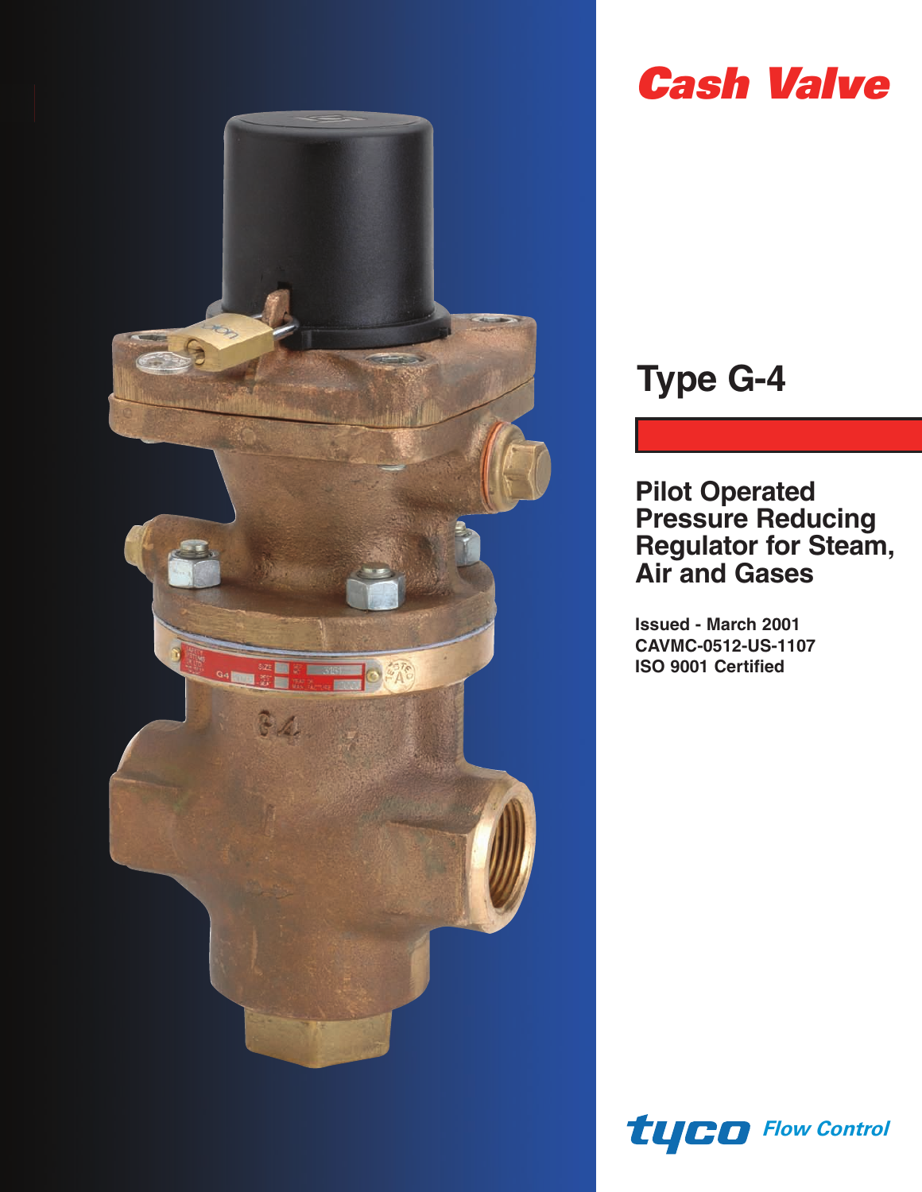# Cash Valve

## Type G-4

### Pilot Operated Pressure Reducing Regulator for Steam, Air and Gases

**Issued - March 2001**
**CAVMC-0512-US-1107**
**ISO 9001 Certified**

tyco Flow Control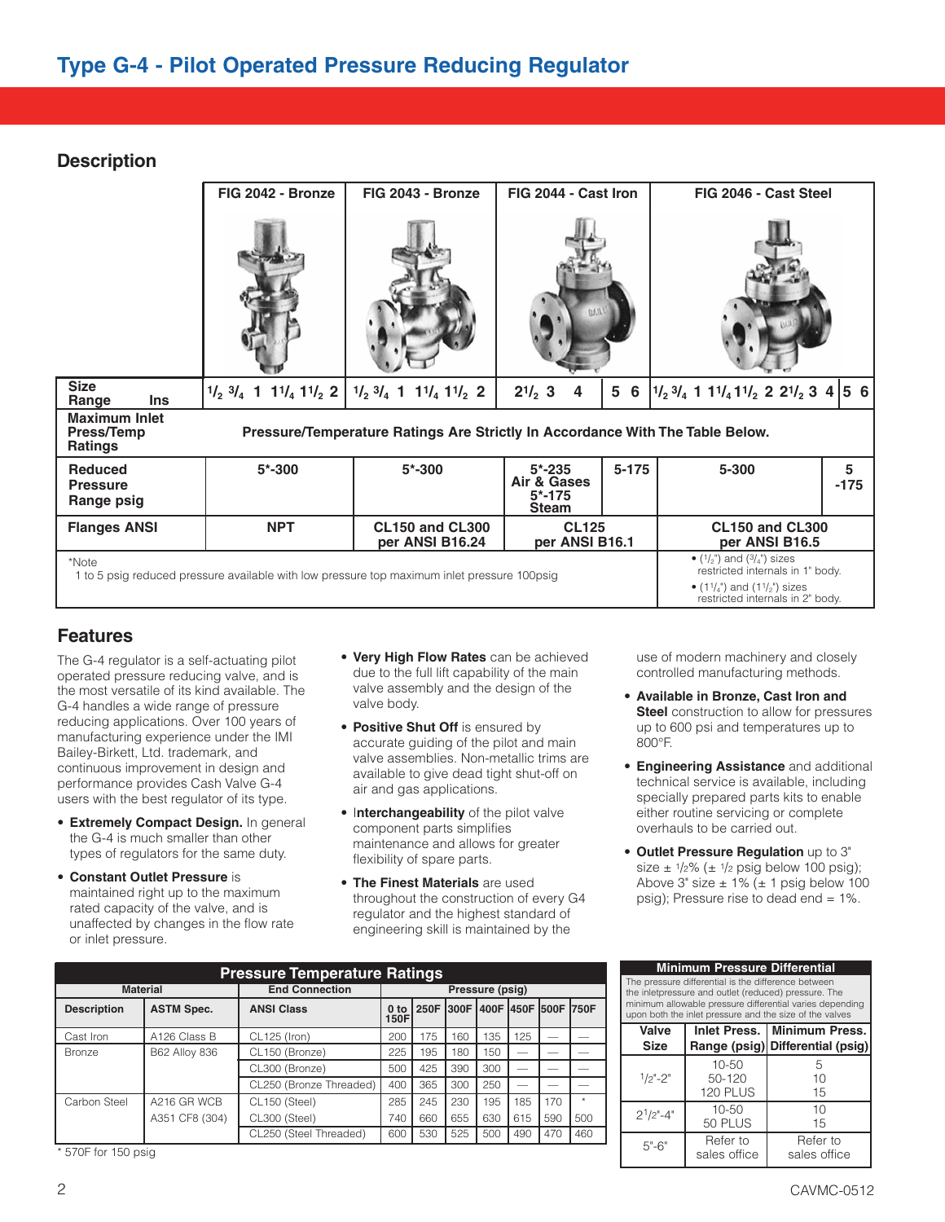# Type G-4 - Pilot Operated Pressure Reducing Regulator

## Description

| | FIG 2042 - Bronze | FIG 2043 - Bronze | FIG 2044 - Cast Iron | | FIG 2046 - Cast Steel | |
|---|---|---|---|---|---|---|
| **Size Range Ins** | 1/2 3/4 1 1 1/4 1 1/2 2 | 1/2 3/4 1 1 1/4 1 1/2 2 | 2 1/2 3 4 | 5 6 | 1/2 3/4 1 1 1/4 1 1/2 2 2 1/2 3 4 | 5 6 |
| **Maximum Inlet Press/Temp Ratings** | Pressure/Temperature Ratings Are Strictly In Accordance With The Table Below. | | | | | |
| **Reduced Pressure Range psig** | 5*-300 | 5*-300 | 5*-235 Air & Gases 5*-175 Steam | 5-175 | 5-300 | 5 -175 |
| **Flanges ANSI** | NPT | CL150 and CL300 per ANSI B16.24 | CL125 per ANSI B16.1 | | CL150 and CL300 per ANSI B16.5 | |

*Note
1 to 5 psig reduced pressure available with low pressure top maximum inlet pressure 100psig

- (1/2") and (3/4") sizes restricted internals in 1" body.
- (1 1/4") and (1 1/2") sizes restricted internals in 2" body.

## Features

The G-4 regulator is a self-actuating pilot operated pressure reducing valve, and is the most versatile of its kind available. The G-4 handles a wide range of pressure reducing applications. Over 100 years of manufacturing experience under the IMI Bailey-Birkett, Ltd. trademark, and continuous improvement in design and performance provides Cash Valve G-4 users with the best regulator of its type.

- **Extremely Compact Design.** In general the G-4 is much smaller than other types of regulators for the same duty.
- **Constant Outlet Pressure** is maintained right up to the maximum rated capacity of the valve, and is unaffected by changes in the flow rate or inlet pressure.
- **Very High Flow Rates** can be achieved due to the full lift capability of the main valve assembly and the design of the valve body.
- **Positive Shut Off** is ensured by accurate guiding of the pilot and main valve assemblies. Non-metallic trims are available to give dead tight shut-off on air and gas applications.
- **Interchangeability** of the pilot valve component parts simplifies maintenance and allows for greater flexibility of spare parts.
- **The Finest Materials** are used throughout the construction of every G4 regulator and the highest standard of engineering skill is maintained by the use of modern machinery and closely controlled manufacturing methods.
- **Available in Bronze, Cast Iron and Steel** construction to allow for pressures up to 600 psi and temperatures up to 800°F.
- **Engineering Assistance** and additional technical service is available, including specially prepared parts kits to enable either routine servicing or complete overhauls to be carried out.
- **Outlet Pressure Regulation** up to 3" size ± 1/2% (± 1/2 psig below 100 psig); Above 3" size ± 1% (± 1 psig below 100 psig); Pressure rise to dead end = 1%.

### Pressure Temperature Ratings

| Material | | End Connection | Pressure (psig) | | | | | | |
|---|---|---|---|---|---|---|---|---|---|
| **Description** | **ASTM Spec.** | **ANSI Class** | **0 to 150F** | **250F** | **300F** | **400F** | **450F** | **500F** | **750F** |
| Cast Iron | A126 Class B | CL125 (Iron) | 200 | 175 | 160 | 135 | 125 | — | — |
| Bronze | B62 Alloy 836 | CL150 (Bronze) | 225 | 195 | 180 | 150 | — | — | — |
| | | CL300 (Bronze) | 500 | 425 | 390 | 300 | — | — | — |
| | | CL250 (Bronze Threaded) | 400 | 365 | 300 | 250 | — | — | — |
| Carbon Steel | A216 GR WCB | CL150 (Steel) | 285 | 245 | 230 | 195 | 185 | 170 | * |
| | A351 CF8 (304) | CL300 (Steel) | 740 | 660 | 655 | 630 | 615 | 590 | 500 |
| | | CL250 (Steel Threaded) | 600 | 530 | 525 | 500 | 490 | 470 | 460 |

* 570F for 150 psig

### Minimum Pressure Differential

The pressure differential is the difference between the inletpressure and outlet (reduced) pressure. The minimum allowable pressure differential varies depending upon both the inlet pressure and the size of the valves

| Valve Size | Inlet Press. Range (psig) | Minimum Press. Differential (psig) |
|---|---|---|
| 1/2"-2" | 10-50<br>50-120<br>120 PLUS | 5<br>10<br>15 |
| 2 1/2"-4" | 10-50<br>50 PLUS | 10<br>15 |
| 5"-6" | Refer to sales office | Refer to sales office |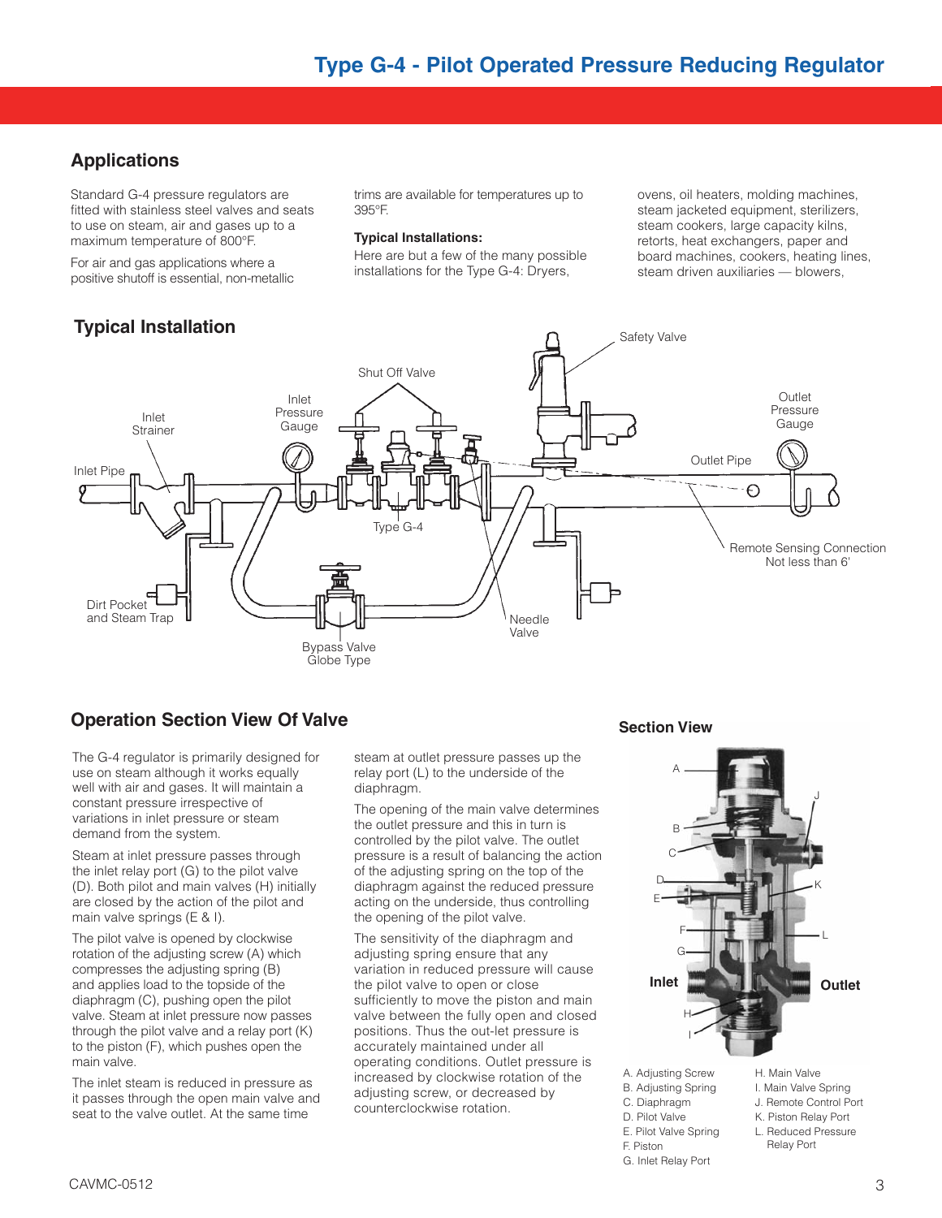# Type G-4 - Pilot Operated Pressure Reducing Regulator

## Applications

Standard G-4 pressure regulators are fitted with stainless steel valves and seats to use on steam, air and gases up to a maximum temperature of 800°F.

For air and gas applications where a positive shutoff is essential, non-metallic trims are available for temperatures up to 395°F.

**Typical Installations:**
Here are but a few of the many possible installations for the Type G-4: Dryers, ovens, oil heaters, molding machines, steam jacketed equipment, sterilizers, steam cookers, large capacity kilns, retorts, heat exchangers, paper and board machines, cookers, heating lines, steam driven auxiliaries — blowers,

## Typical Installation

Safety Valve
Shut Off Valve
Inlet Pressure Gauge
Inlet Strainer
Inlet Pipe
Outlet Pressure Gauge
Outlet Pipe
Type G-4
Remote Sensing Connection Not less than 6'
Dirt Pocket and Steam Trap
Needle Valve
Bypass Valve Globe Type

## Operation Section View Of Valve

The G-4 regulator is primarily designed for use on steam although it works equally well with air and gases. It will maintain a constant pressure irrespective of variations in inlet pressure or steam demand from the system.

Steam at inlet pressure passes through the inlet relay port (G) to the pilot valve (D). Both pilot and main valves (H) initially are closed by the action of the pilot and main valve springs (E & I).

The pilot valve is opened by clockwise rotation of the adjusting screw (A) which compresses the adjusting spring (B) and applies load to the topside of the diaphragm (C), pushing open the pilot valve. Steam at inlet pressure now passes through the pilot valve and a relay port (K) to the piston (F), which pushes open the main valve.

The inlet steam is reduced in pressure as it passes through the open main valve and seat to the valve outlet. At the same time steam at outlet pressure passes up the relay port (L) to the underside of the diaphragm.

The opening of the main valve determines the outlet pressure and this in turn is controlled by the pilot valve. The outlet pressure is a result of balancing the action of the adjusting spring on the top of the diaphragm against the reduced pressure acting on the underside, thus controlling the opening of the pilot valve.

The sensitivity of the diaphragm and adjusting spring ensure that any variation in reduced pressure will cause the pilot valve to open or close sufficiently to move the piston and main valve between the fully open and closed positions. Thus the out-let pressure is accurately maintained under all operating conditions. Outlet pressure is increased by clockwise rotation of the adjusting screw, or decreased by counterclockwise rotation.

### Section View

Inlet
Outlet

A. Adjusting Screw
B. Adjusting Spring
C. Diaphragm
D. Pilot Valve
E. Pilot Valve Spring
F. Piston
G. Inlet Relay Port
H. Main Valve
I. Main Valve Spring
J. Remote Control Port
K. Piston Relay Port
L. Reduced Pressure Relay Port

CAVMC-0512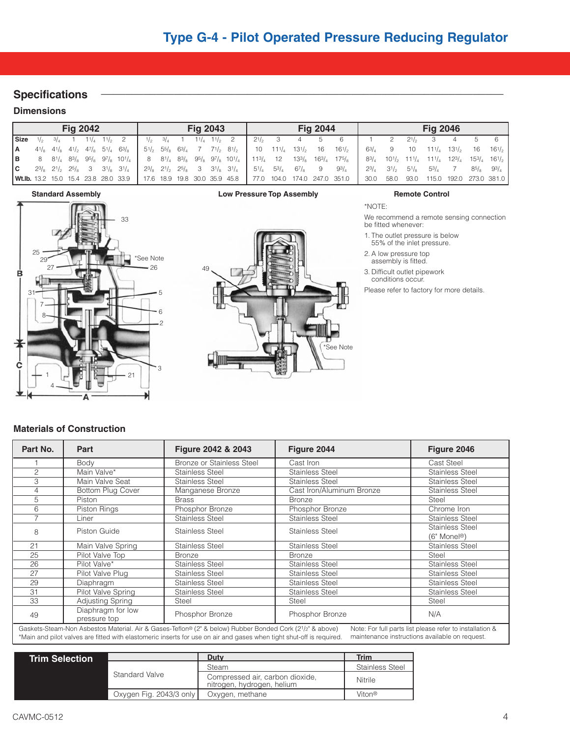# Type G-4 - Pilot Operated Pressure Reducing Regulator

## Specifications

### Dimensions

| | Fig 2042 | | | | | | Fig 2043 | | | | | | Fig 2044 | | | | | Fig 2046 | | | | | | |
|---|---|---|---|---|---|---|---|---|---|---|---|---|---|---|---|---|---|---|---|---|---|---|---|---|
| **Size** | 1/2 | 3/4 | 1 | 1 1/4 | 1 1/2 | 2 | 1/2 | 3/4 | 1 | 1 1/4 | 1 1/2 | 2 | 2 1/2 | 3 | 4 | 5 | 6 | 1 | 2 | 2 1/2 | 3 | 4 | 5 | 6 |
| **A** | 4 1/8 | 4 1/8 | 4 1/2 | 4 7/8 | 5 1/4 | 6 3/8 | 5 1/2 | 5 5/8 | 6 3/4 | 7 | 7 1/2 | 8 1/2 | 10 | 11 1/4 | 13 1/2 | 16 | 16 1/2 | 6 3/4 | 9 | 10 | 11 1/4 | 13 1/2 | 16 | 16 1/2 |
| **B** | 8 | 8 1/4 | 8 3/8 | 9 5/8 | 9 7/8 | 10 1/4 | 8 | 8 1/4 | 8 3/8 | 9 5/8 | 9 7/8 | 10 1/4 | 11 3/4 | 12 | 13 3/8 | 16 3/4 | 17 5/8 | 8 3/4 | 10 1/2 | 11 1/4 | 11 1/4 | 12 3/4 | 15 3/4 | 16 1/2 |
| **C** | 2 3/8 | 2 1/2 | 2 5/8 | 3 | 3 1/8 | 3 1/4 | 2 3/8 | 2 1/2 | 2 5/8 | 3 | 3 1/8 | 3 1/4 | 5 1/4 | 5 3/4 | 6 7/8 | 9 | 9 3/4 | 2 3/4 | 3 1/2 | 5 1/8 | 5 3/4 | 7 | 8 5/8 | 9 3/4 |
| **Wt.lb.** | 13.2 | 15.0 | 15.4 | 23.8 | 28.0 | 33.9 | 17.6 | 18.9 | 19.8 | 30.0 | 35.9 | 45.8 | 77.0 | 104.0 | 174.0 | 247.0 | 351.0 | 30.0 | 58.0 | 93.0 | 115.0 | 192.0 | 273.0 | 381.0 |

**Standard Assembly**

**Low Pressure Top Assembly**

**Remote Control**

*NOTE:

We recommend a remote sensing connection be fitted whenever:

1. The outlet pressure is below 55% of the inlet pressure.
2. A low pressure top assembly is fitted.
3. Difficult outlet pipework conditions occur.

Please refer to factory for more details.

### Materials of Construction

| Part No. | Part | Figure 2042 & 2043 | Figure 2044 | Figure 2046 |
|---|---|---|---|---|
| 1 | Body | Bronze or Stainless Steel | Cast Iron | Cast Steel |
| 2 | Main Valve* | Stainless Steel | Stainless Steel | Stainless Steel |
| 3 | Main Valve Seat | Stainless Steel | Stainless Steel | Stainless Steel |
| 4 | Bottom Plug Cover | Manganese Bronze | Cast Iron/Aluminum Bronze | Stainless Steel |
| 5 | Piston | Brass | Bronze | Steel |
| 6 | Piston Rings | Phosphor Bronze | Phosphor Bronze | Chrome Iron |
| 7 | Liner | Stainless Steel | Stainless Steel | Stainless Steel |
| 8 | Piston Guide | Stainless Steel | Stainless Steel | Stainless Steel (6" Monel®) |
| 21 | Main Valve Spring | Stainless Steel | Stainless Steel | Stainless Steel |
| 25 | Pilot Valve Top | Bronze | Bronze | Steel |
| 26 | Pilot Valve* | Stainless Steel | Stainless Steel | Stainless Steel |
| 27 | Pilot Valve Plug | Stainless Steel | Stainless Steel | Stainless Steel |
| 29 | Diaphragm | Stainless Steel | Stainless Steel | Stainless Steel |
| 31 | Pilot Valve Spring | Stainless Steel | Stainless Steel | Stainless Steel |
| 33 | Adjusting Spring | Steel | Steel | Steel |
| 49 | Diaphragm for low pressure top | Phosphor Bronze | Phosphor Bronze | N/A |

Gaskets-Steam-Non Asbestos Material. Air & Gases-Teflon® (2" & below) Rubber Bonded Cork (2 1/2" & above)
*Main and pilot valves are fitted with elastomeric inserts for use on air and gases when tight shut-off is required.

Note: For full parts list please refer to installation & maintenance instructions available on request.

### Trim Selection

| | Duty | Trim |
|---|---|---|
| Standard Valve | Steam | Stainless Steel |
| | Compressed air, carbon dioxide, nitrogen, hydrogen, helium | Nitrile |
| Oxygen Fig. 2043/3 only | Oxygen, methane | Viton® |

CAVMC-0512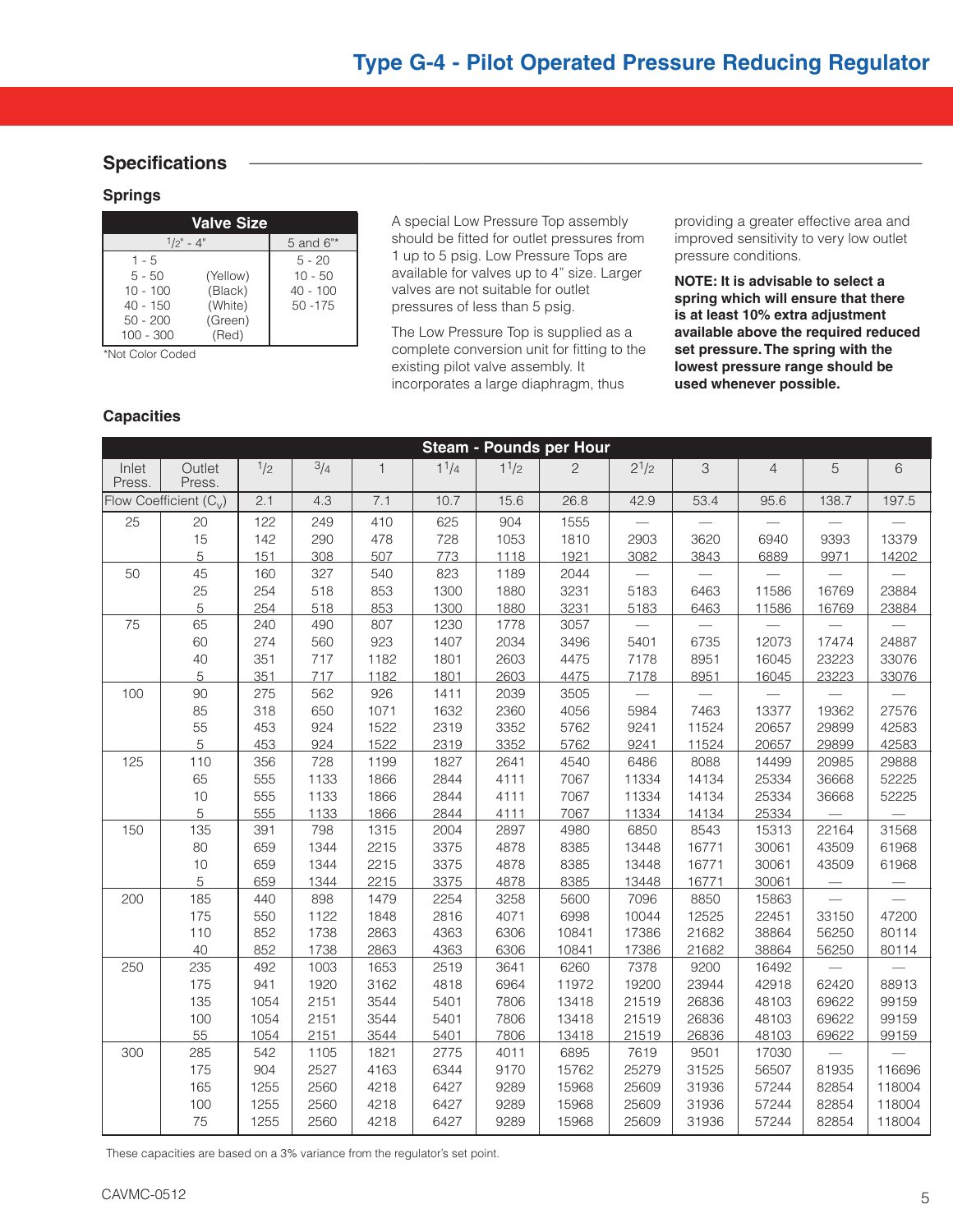## Specifications

### Springs

| Valve Size | |
|---|---|
| 1/2" - 4" | 5 and 6"* |
| 1 - 5 | 5 - 20 |
| 5 - 50 (Yellow) | 10 - 50 |
| 10 - 100 (Black) | 40 - 100 |
| 40 - 150 (White) | 50 -175 |
| 50 - 200 (Green) | |
| 100 - 300 (Red) | |

*Not Color Coded

A special Low Pressure Top assembly should be fitted for outlet pressures from 1 up to 5 psig. Low Pressure Tops are available for valves up to 4" size. Larger valves are not suitable for outlet pressures of less than 5 psig.

The Low Pressure Top is supplied as a complete conversion unit for fitting to the existing pilot valve assembly. It incorporates a large diaphragm, thus providing a greater effective area and improved sensitivity to very low outlet pressure conditions.

**NOTE: It is advisable to select a spring which will ensure that there is at least 10% extra adjustment available above the required reduced set pressure. The spring with the lowest pressure range should be used whenever possible.**

### Capacities

| Steam - Pounds per Hour | | | | | | | | | | | | |
|---|---|---|---|---|---|---|---|---|---|---|---|---|
| Inlet Press. | Outlet Press. | 1/2 | 3/4 | 1 | 1 1/4 | 1 1/2 | 2 | 2 1/2 | 3 | 4 | 5 | 6 |
| Flow Coefficient ($C_v$) | | 2.1 | 4.3 | 7.1 | 10.7 | 15.6 | 26.8 | 42.9 | 53.4 | 95.6 | 138.7 | 197.5 |
| 25 | 20 | 122 | 249 | 410 | 625 | 904 | 1555 | — | — | — | — | — |
| | 15 | 142 | 290 | 478 | 728 | 1053 | 1810 | 2903 | 3620 | 6940 | 9393 | 13379 |
| | 5 | 151 | 308 | 507 | 773 | 1118 | 1921 | 3082 | 3843 | 6889 | 9971 | 14202 |
| 50 | 45 | 160 | 327 | 540 | 823 | 1189 | 2044 | — | — | — | — | — |
| | 25 | 254 | 518 | 853 | 1300 | 1880 | 3231 | 5183 | 6463 | 11586 | 16769 | 23884 |
| | 5 | 254 | 518 | 853 | 1300 | 1880 | 3231 | 5183 | 6463 | 11586 | 16769 | 23884 |
| 75 | 65 | 240 | 490 | 807 | 1230 | 1778 | 3057 | — | — | — | — | — |
| | 60 | 274 | 560 | 923 | 1407 | 2034 | 3496 | 5401 | 6735 | 12073 | 17474 | 24887 |
| | 40 | 351 | 717 | 1182 | 1801 | 2603 | 4475 | 7178 | 8951 | 16045 | 23223 | 33076 |
| | 5 | 351 | 717 | 1182 | 1801 | 2603 | 4475 | 7178 | 8951 | 16045 | 23223 | 33076 |
| 100 | 90 | 275 | 562 | 926 | 1411 | 2039 | 3505 | — | — | — | — | — |
| | 85 | 318 | 650 | 1071 | 1632 | 2360 | 4056 | 5984 | 7463 | 13377 | 19362 | 27576 |
| | 55 | 453 | 924 | 1522 | 2319 | 3352 | 5762 | 9241 | 11524 | 20657 | 29899 | 42583 |
| | 5 | 453 | 924 | 1522 | 2319 | 3352 | 5762 | 9241 | 11524 | 20657 | 29899 | 42583 |
| 125 | 110 | 356 | 728 | 1199 | 1827 | 2641 | 4540 | 6486 | 8088 | 14499 | 20985 | 29888 |
| | 65 | 555 | 1133 | 1866 | 2844 | 4111 | 7067 | 11334 | 14134 | 25334 | 36668 | 52225 |
| | 10 | 555 | 1133 | 1866 | 2844 | 4111 | 7067 | 11334 | 14134 | 25334 | 36668 | 52225 |
| | 5 | 555 | 1133 | 1866 | 2844 | 4111 | 7067 | 11334 | 14134 | 25334 | — | — |
| 150 | 135 | 391 | 798 | 1315 | 2004 | 2897 | 4980 | 6850 | 8543 | 15313 | 22164 | 31568 |
| | 80 | 659 | 1344 | 2215 | 3375 | 4878 | 8385 | 13448 | 16771 | 30061 | 43509 | 61968 |
| | 10 | 659 | 1344 | 2215 | 3375 | 4878 | 8385 | 13448 | 16771 | 30061 | 43509 | 61968 |
| | 5 | 659 | 1344 | 2215 | 3375 | 4878 | 8385 | 13448 | 16771 | 30061 | — | — |
| 200 | 185 | 440 | 898 | 1479 | 2254 | 3258 | 5600 | 7096 | 8850 | 15863 | — | — |
| | 175 | 550 | 1122 | 1848 | 2816 | 4071 | 6998 | 10044 | 12525 | 22451 | 33150 | 47200 |
| | 110 | 852 | 1738 | 2863 | 4363 | 6306 | 10841 | 17386 | 21682 | 38864 | 56250 | 80114 |
| | 40 | 852 | 1738 | 2863 | 4363 | 6306 | 10841 | 17386 | 21682 | 38864 | 56250 | 80114 |
| 250 | 235 | 492 | 1003 | 1653 | 2519 | 3641 | 6260 | 7378 | 9200 | 16492 | — | — |
| | 175 | 941 | 1920 | 3162 | 4818 | 6964 | 11972 | 19200 | 23944 | 42918 | 62420 | 88913 |
| | 135 | 1054 | 2151 | 3544 | 5401 | 7806 | 13418 | 21519 | 26836 | 48103 | 69622 | 99159 |
| | 100 | 1054 | 2151 | 3544 | 5401 | 7806 | 13418 | 21519 | 26836 | 48103 | 69622 | 99159 |
| | 55 | 1054 | 2151 | 3544 | 5401 | 7806 | 13418 | 21519 | 26836 | 48103 | 69622 | 99159 |
| 300 | 285 | 542 | 1105 | 1821 | 2775 | 4011 | 6895 | 7619 | 9501 | 17030 | — | — |
| | 175 | 904 | 2527 | 4163 | 6344 | 9170 | 15762 | 25279 | 31525 | 56507 | 81935 | 116696 |
| | 165 | 1255 | 2560 | 4218 | 6427 | 9289 | 15968 | 25609 | 31936 | 57244 | 82854 | 118004 |
| | 100 | 1255 | 2560 | 4218 | 6427 | 9289 | 15968 | 25609 | 31936 | 57244 | 82854 | 118004 |
| | 75 | 1255 | 2560 | 4218 | 6427 | 9289 | 15968 | 25609 | 31936 | 57244 | 82854 | 118004 |

These capacities are based on a 3% variance from the regulator's set point.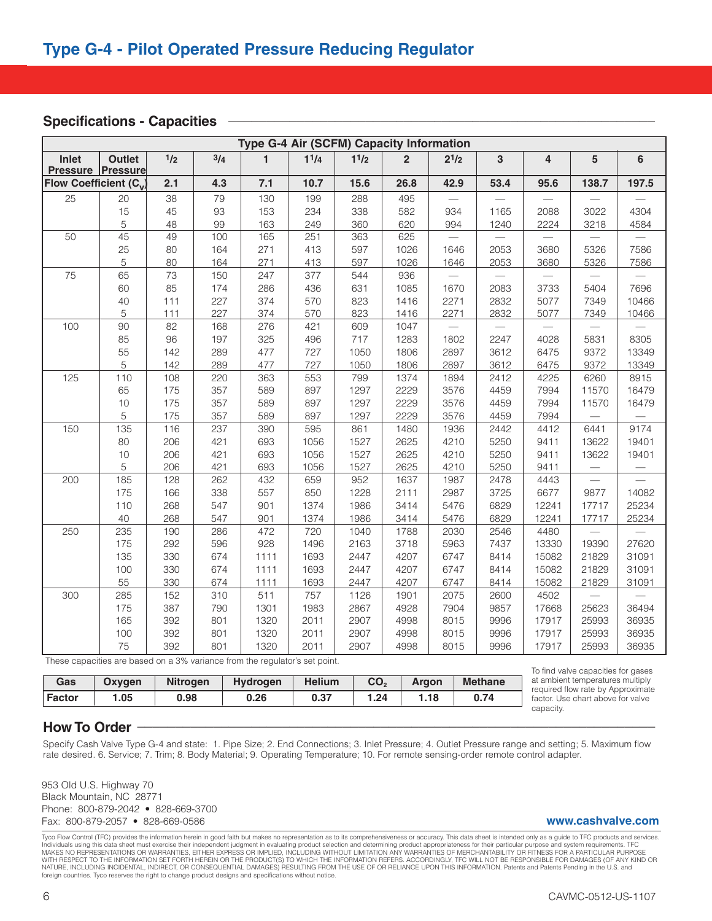# Type G-4 - Pilot Operated Pressure Reducing Regulator

## Specifications - Capacities

| Type G-4 Air (SCFM) Capacity Information | | | | | | | | | | | | |
|---|---|---|---|---|---|---|---|---|---|---|---|---|
| Inlet Pressure | Outlet Pressure | 1/2 | 3/4 | 1 | 1 1/4 | 1 1/2 | 2 | 2 1/2 | 3 | 4 | 5 | 6 |
| Flow Coefficient ($C_v$) | | 2.1 | 4.3 | 7.1 | 10.7 | 15.6 | 26.8 | 42.9 | 53.4 | 95.6 | 138.7 | 197.5 |
| 25 | 20 | 38 | 79 | 130 | 199 | 288 | 495 | — | — | — | — | — |
| | 15 | 45 | 93 | 153 | 234 | 338 | 582 | 934 | 1165 | 2088 | 3022 | 4304 |
| | 5 | 48 | 99 | 163 | 249 | 360 | 620 | 994 | 1240 | 2224 | 3218 | 4584 |
| 50 | 45 | 49 | 100 | 165 | 251 | 363 | 625 | — | — | — | — | — |
| | 25 | 80 | 164 | 271 | 413 | 597 | 1026 | 1646 | 2053 | 3680 | 5326 | 7586 |
| | 5 | 80 | 164 | 271 | 413 | 597 | 1026 | 1646 | 2053 | 3680 | 5326 | 7586 |
| 75 | 65 | 73 | 150 | 247 | 377 | 544 | 936 | — | — | — | — | — |
| | 60 | 85 | 174 | 286 | 436 | 631 | 1085 | 1670 | 2083 | 3733 | 5404 | 7696 |
| | 40 | 111 | 227 | 374 | 570 | 823 | 1416 | 2271 | 2832 | 5077 | 7349 | 10466 |
| | 5 | 111 | 227 | 374 | 570 | 823 | 1416 | 2271 | 2832 | 5077 | 7349 | 10466 |
| 100 | 90 | 82 | 168 | 276 | 421 | 609 | 1047 | — | — | — | — | — |
| | 85 | 96 | 197 | 325 | 496 | 717 | 1283 | 1802 | 2247 | 4028 | 5831 | 8305 |
| | 55 | 142 | 289 | 477 | 727 | 1050 | 1806 | 2897 | 3612 | 6475 | 9372 | 13349 |
| | 5 | 142 | 289 | 477 | 727 | 1050 | 1806 | 2897 | 3612 | 6475 | 9372 | 13349 |
| 125 | 110 | 108 | 220 | 363 | 553 | 799 | 1374 | 1894 | 2412 | 4225 | 6260 | 8915 |
| | 65 | 175 | 357 | 589 | 897 | 1297 | 2229 | 3576 | 4459 | 7994 | 11570 | 16479 |
| | 10 | 175 | 357 | 589 | 897 | 1297 | 2229 | 3576 | 4459 | 7994 | 11570 | 16479 |
| | 5 | 175 | 357 | 589 | 897 | 1297 | 2229 | 3576 | 4459 | 7994 | — | — |
| 150 | 135 | 116 | 237 | 390 | 595 | 861 | 1480 | 1936 | 2442 | 4412 | 6441 | 9174 |
| | 80 | 206 | 421 | 693 | 1056 | 1527 | 2625 | 4210 | 5250 | 9411 | 13622 | 19401 |
| | 10 | 206 | 421 | 693 | 1056 | 1527 | 2625 | 4210 | 5250 | 9411 | 13622 | 19401 |
| | 5 | 206 | 421 | 693 | 1056 | 1527 | 2625 | 4210 | 5250 | 9411 | — | — |
| 200 | 185 | 128 | 262 | 432 | 659 | 952 | 1637 | 1987 | 2478 | 4443 | — | — |
| | 175 | 166 | 338 | 557 | 850 | 1228 | 2111 | 2987 | 3725 | 6677 | 9877 | 14082 |
| | 110 | 268 | 547 | 901 | 1374 | 1986 | 3414 | 5476 | 6829 | 12241 | 17717 | 25234 |
| | 40 | 268 | 547 | 901 | 1374 | 1986 | 3414 | 5476 | 6829 | 12241 | 17717 | 25234 |
| 250 | 235 | 190 | 286 | 472 | 720 | 1040 | 1788 | 2030 | 2546 | 4480 | — | — |
| | 175 | 292 | 596 | 928 | 1496 | 2163 | 3718 | 5963 | 7437 | 13330 | 19390 | 27620 |
| | 135 | 330 | 674 | 1111 | 1693 | 2447 | 4207 | 6747 | 8414 | 15082 | 21829 | 31091 |
| | 100 | 330 | 674 | 1111 | 1693 | 2447 | 4207 | 6747 | 8414 | 15082 | 21829 | 31091 |
| | 55 | 330 | 674 | 1111 | 1693 | 2447 | 4207 | 6747 | 8414 | 15082 | 21829 | 31091 |
| 300 | 285 | 152 | 310 | 511 | 757 | 1126 | 1901 | 2075 | 2600 | 4502 | — | — |
| | 175 | 387 | 790 | 1301 | 1983 | 2867 | 4928 | 7904 | 9857 | 17668 | 25623 | 36494 |
| | 165 | 392 | 801 | 1320 | 2011 | 2907 | 4998 | 8015 | 9996 | 17917 | 25993 | 36935 |
| | 100 | 392 | 801 | 1320 | 2011 | 2907 | 4998 | 8015 | 9996 | 17917 | 25993 | 36935 |
| | 75 | 392 | 801 | 1320 | 2011 | 2907 | 4998 | 8015 | 9996 | 17917 | 25993 | 36935 |

These capacities are based on a 3% variance from the regulator's set point.

| Gas | Oxygen | Nitrogen | Hydrogen | Helium | $CO_2$ | Argon | Methane |
|---|---|---|---|---|---|---|---|
| Factor | 1.05 | 0.98 | 0.26 | 0.37 | 1.24 | 1.18 | 0.74 |

To find valve capacities for gases at ambient temperatures multiply required flow rate by Approximate factor. Use chart above for valve capacity.

## How To Order

Specify Cash Valve Type G-4 and state: 1. Pipe Size; 2. End Connections; 3. Inlet Pressure; 4. Outlet Pressure range and setting; 5. Maximum flow rate desired. 6. Service; 7. Trim; 8. Body Material; 9. Operating Temperature; 10. For remote sensing-order remote control adapter.

953 Old U.S. Highway 70
Black Mountain, NC 28771
Phone: 800-879-2042 • 828-669-3700
Fax: 800-879-2057 • 828-669-0586

www.cashvalve.com

Tyco Flow Control (TFC) provides the information herein in good faith but makes no representation as to its comprehensiveness or accuracy. This data sheet is intended only as a guide to TFC products and services. Individuals using this data sheet must exercise their independent judgment in evaluating product selection and determining product appropriateness for their particular purpose and system requirements. TFC MAKES NO REPRESENTATIONS OR WARRANTIES, EITHER EXPRESS OR IMPLIED, INCLUDING WITHOUT LIMITATION ANY WARRANTIES OF MERCHANTABILITY OR FITNESS FOR A PARTICULAR PURPOSE WITH RESPECT TO THE INFORMATION SET FORTH HEREIN OR THE PRODUCT(S) TO WHICH THE INFORMATION REFERS. ACCORDINGLY, TFC WILL NOT BE RESPONSIBLE FOR DAMAGES (OF ANY KIND OR NATURE, INCLUDING INCIDENTAL, INDIRECT, OR CONSEQUENTIAL DAMAGES) RESULTING FROM THE USE OF OR RELIANCE UPON THIS INFORMATION. Patents and Patents Pending in the U.S. and foreign countries. Tyco reserves the right to change product designs and specifications without notice.

CAVMC-0512-US-1107